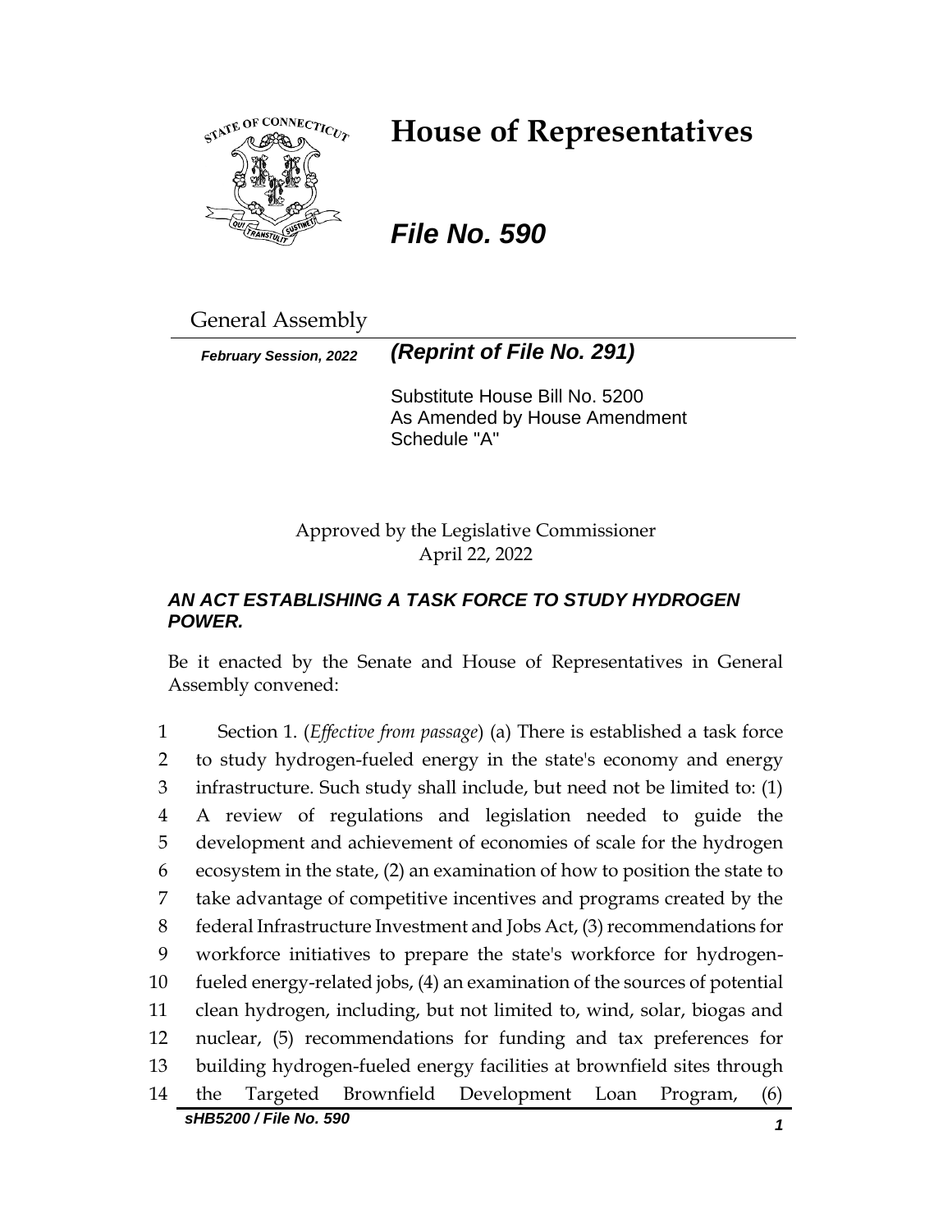# House of Representatives

## *File No. 590*

General Assembly

***February Session, 2022*** ***(Reprint of File No. 291)***

Substitute House Bill No. 5200
As Amended by House Amendment Schedule "A"

Approved by the Legislative Commissioner
April 22, 2022

***AN ACT ESTABLISHING A TASK FORCE TO STUDY HYDROGEN POWER.***

Be it enacted by the Senate and House of Representatives in General Assembly convened:

1 Section 1. (*Effective from passage*) (a) There is established a task force
2 to study hydrogen-fueled energy in the state's economy and energy
3 infrastructure. Such study shall include, but need not be limited to: (1)
4 A review of regulations and legislation needed to guide the
5 development and achievement of economies of scale for the hydrogen
6 ecosystem in the state, (2) an examination of how to position the state to
7 take advantage of competitive incentives and programs created by the
8 federal Infrastructure Investment and Jobs Act, (3) recommendations for
9 workforce initiatives to prepare the state's workforce for hydrogen-
10 fueled energy-related jobs, (4) an examination of the sources of potential
11 clean hydrogen, including, but not limited to, wind, solar, biogas and
12 nuclear, (5) recommendations for funding and tax preferences for
13 building hydrogen-fueled energy facilities at brownfield sites through
14 the Targeted Brownfield Development Loan Program, (6)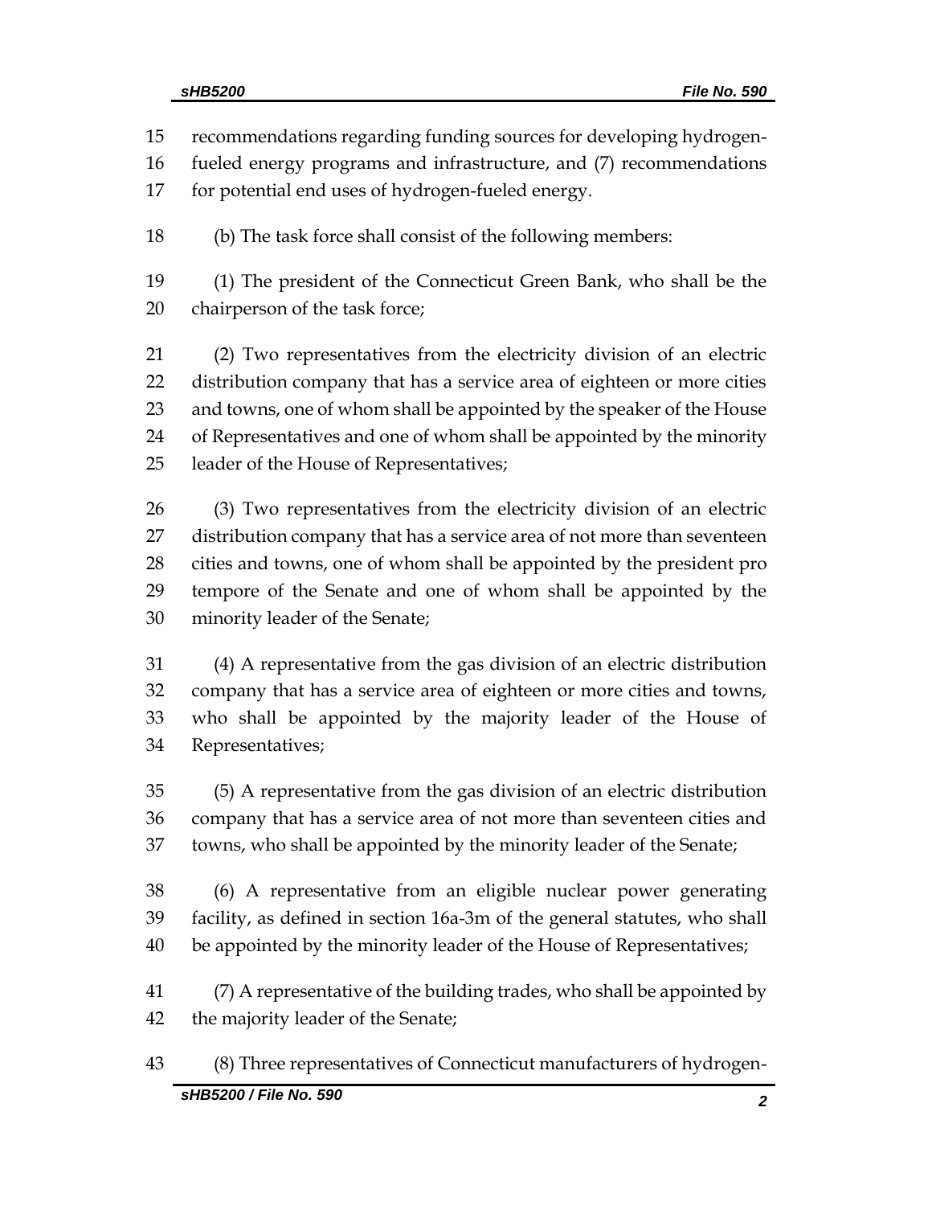recommendations regarding funding sources for developing hydrogen-fueled energy programs and infrastructure, and (7) recommendations for potential end uses of hydrogen-fueled energy.

(b) The task force shall consist of the following members:

(1) The president of the Connecticut Green Bank, who shall be the chairperson of the task force;

(2) Two representatives from the electricity division of an electric distribution company that has a service area of eighteen or more cities and towns, one of whom shall be appointed by the speaker of the House of Representatives and one of whom shall be appointed by the minority leader of the House of Representatives;

(3) Two representatives from the electricity division of an electric distribution company that has a service area of not more than seventeen cities and towns, one of whom shall be appointed by the president pro tempore of the Senate and one of whom shall be appointed by the minority leader of the Senate;

(4) A representative from the gas division of an electric distribution company that has a service area of eighteen or more cities and towns, who shall be appointed by the majority leader of the House of Representatives;

(5) A representative from the gas division of an electric distribution company that has a service area of not more than seventeen cities and towns, who shall be appointed by the minority leader of the Senate;

(6) A representative from an eligible nuclear power generating facility, as defined in section 16a-3m of the general statutes, who shall be appointed by the minority leader of the House of Representatives;

(7) A representative of the building trades, who shall be appointed by the majority leader of the Senate;

(8) Three representatives of Connecticut manufacturers of hydrogen-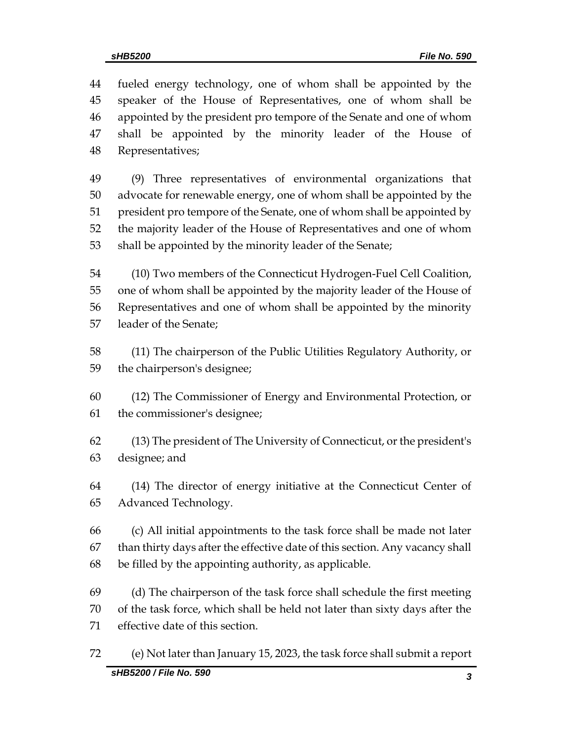fueled energy technology, one of whom shall be appointed by the speaker of the House of Representatives, one of whom shall be appointed by the president pro tempore of the Senate and one of whom shall be appointed by the minority leader of the House of Representatives;

(9) Three representatives of environmental organizations that advocate for renewable energy, one of whom shall be appointed by the president pro tempore of the Senate, one of whom shall be appointed by the majority leader of the House of Representatives and one of whom shall be appointed by the minority leader of the Senate;

(10) Two members of the Connecticut Hydrogen-Fuel Cell Coalition, one of whom shall be appointed by the majority leader of the House of Representatives and one of whom shall be appointed by the minority leader of the Senate;

(11) The chairperson of the Public Utilities Regulatory Authority, or the chairperson's designee;

(12) The Commissioner of Energy and Environmental Protection, or the commissioner's designee;

(13) The president of The University of Connecticut, or the president's designee; and

(14) The director of energy initiative at the Connecticut Center of Advanced Technology.

(c) All initial appointments to the task force shall be made not later than thirty days after the effective date of this section. Any vacancy shall be filled by the appointing authority, as applicable.

(d) The chairperson of the task force shall schedule the first meeting of the task force, which shall be held not later than sixty days after the effective date of this section.

(e) Not later than January 15, 2023, the task force shall submit a report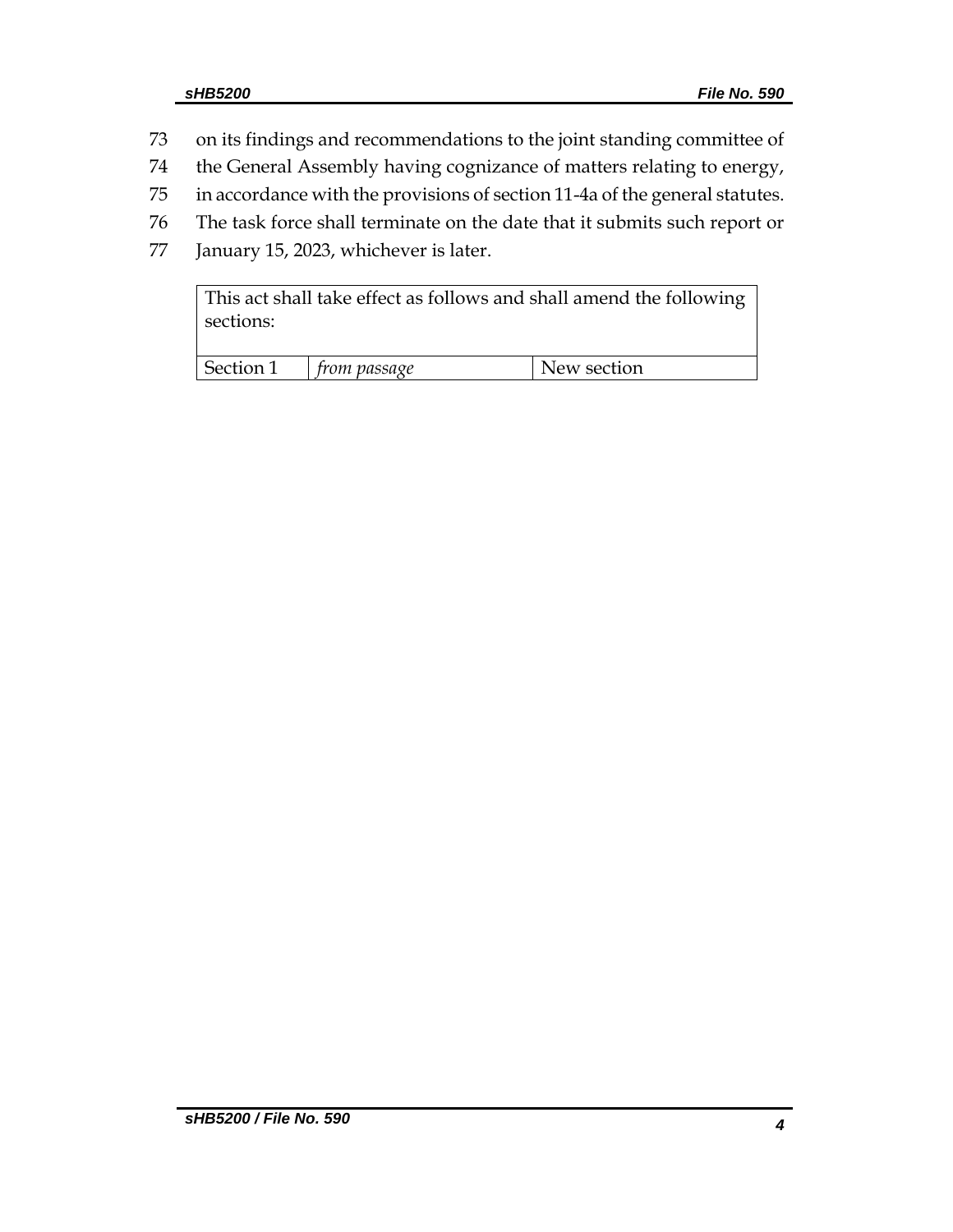73 on its findings and recommendations to the joint standing committee of
74 the General Assembly having cognizance of matters relating to energy,
75 in accordance with the provisions of section 11-4a of the general statutes.
76 The task force shall terminate on the date that it submits such report or
77 January 15, 2023, whichever is later.

| This act shall take effect as follows and shall amend the following sections: | | |
|---|---|---|
| Section 1 | *from passage* | New section |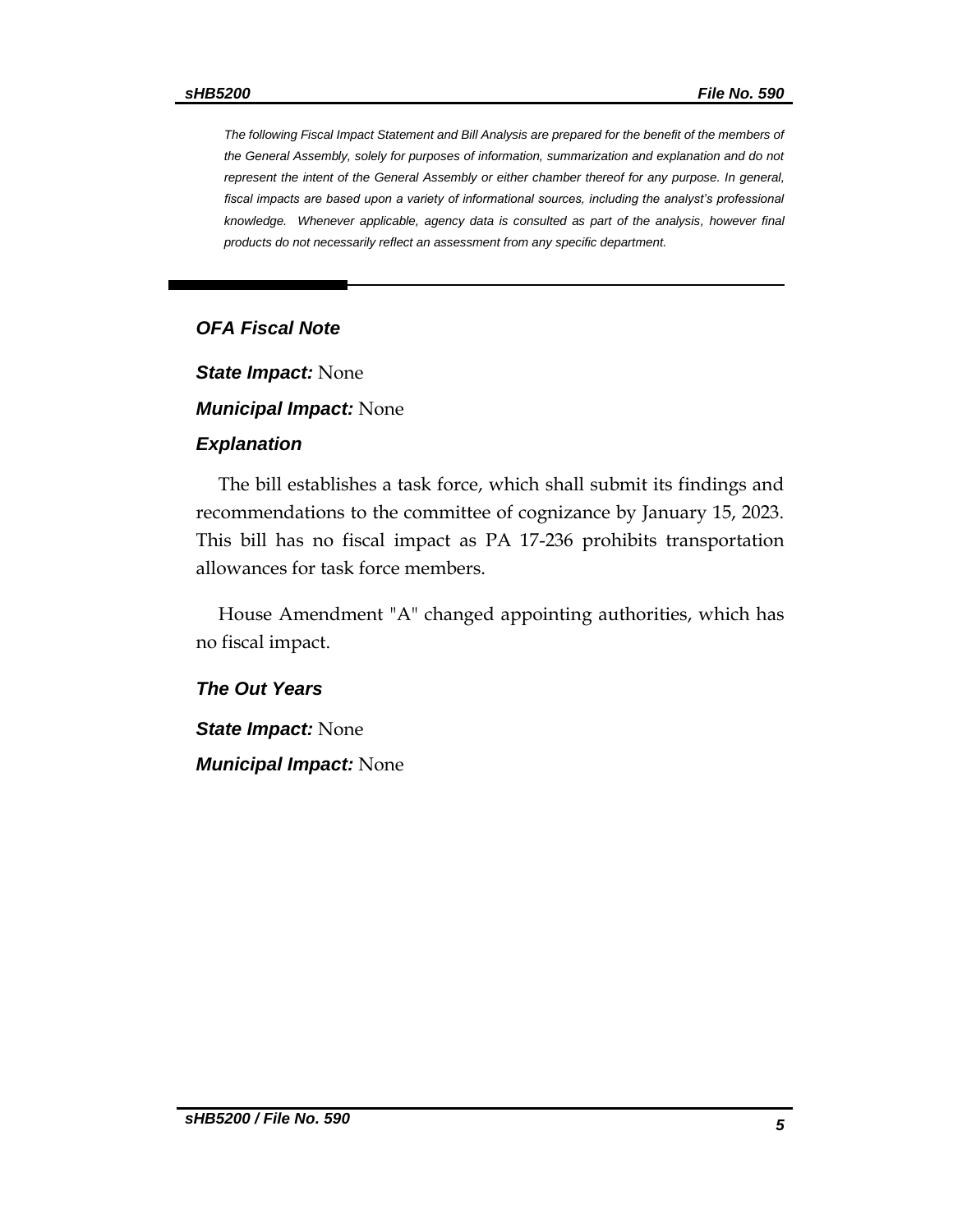*The following Fiscal Impact Statement and Bill Analysis are prepared for the benefit of the members of the General Assembly, solely for purposes of information, summarization and explanation and do not represent the intent of the General Assembly or either chamber thereof for any purpose. In general, fiscal impacts are based upon a variety of informational sources, including the analyst's professional knowledge. Whenever applicable, agency data is consulted as part of the analysis, however final products do not necessarily reflect an assessment from any specific department.*

## *OFA Fiscal Note*

***State Impact:*** None

***Municipal Impact:*** None

### *Explanation*

The bill establishes a task force, which shall submit its findings and recommendations to the committee of cognizance by January 15, 2023. This bill has no fiscal impact as PA 17-236 prohibits transportation allowances for task force members.

House Amendment "A" changed appointing authorities, which has no fiscal impact.

### *The Out Years*

***State Impact:*** None

***Municipal Impact:*** None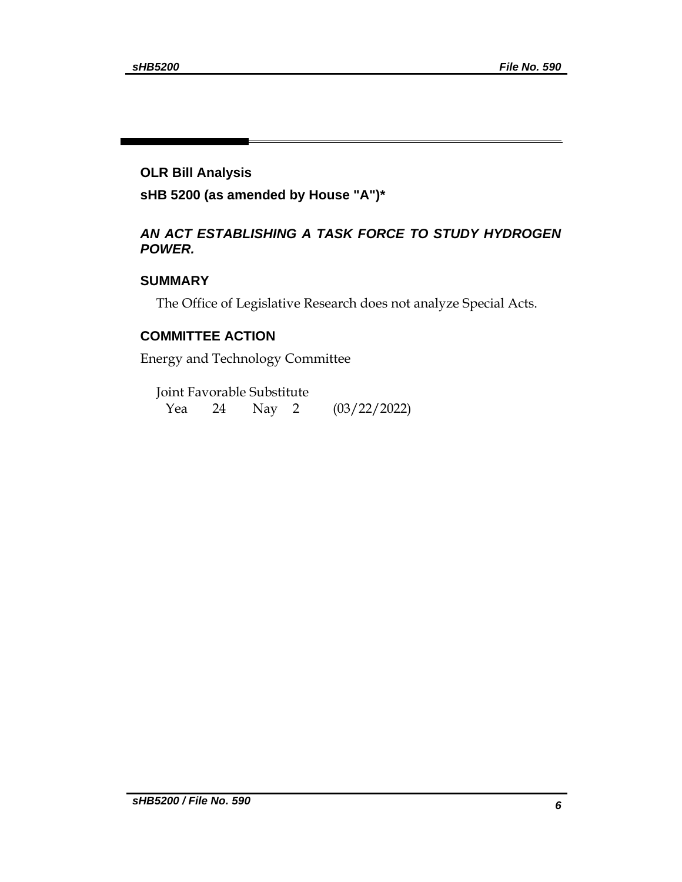## OLR Bill Analysis

**sHB 5200 (as amended by House "A")\***

***AN ACT ESTABLISHING A TASK FORCE TO STUDY HYDROGEN POWER.***

### SUMMARY

The Office of Legislative Research does not analyze Special Acts.

### COMMITTEE ACTION

Energy and Technology Committee

Joint Favorable Substitute

| | | | | |
|---|---|---|---|---|
| Yea | 24 | Nay | 2 | (03/22/2022) |